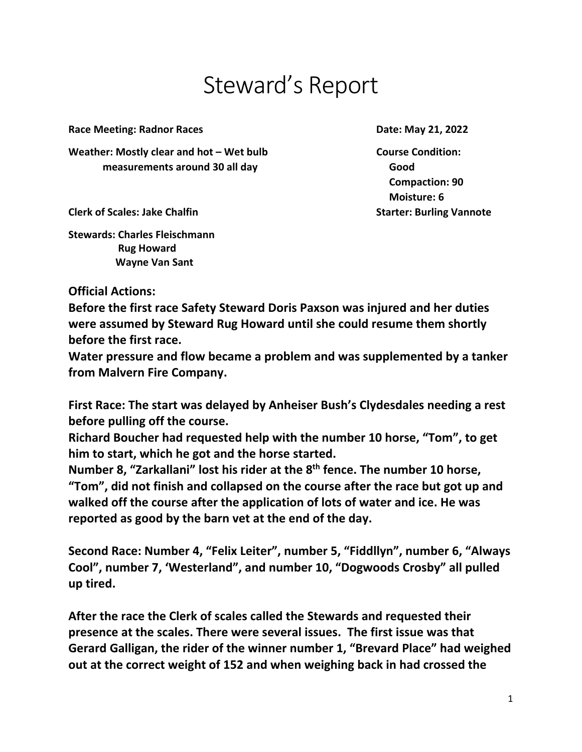# Steward's Report

**Race Meeting: Radnor Races** **Date: May 21, 2022**

**Weather: Mostly clear and hot – Wet bulb measurements around 30 all day**

**Course Condition: Good**
**Compaction: 90**
**Moisture: 6**

**Clerk of Scales: Jake Chalfin** **Starter: Burling Vannote**

**Stewards: Charles Fleischmann**
**Rug Howard**
**Wayne Van Sant**

**Official Actions:**
**Before the first race Safety Steward Doris Paxson was injured and her duties were assumed by Steward Rug Howard until she could resume them shortly before the first race.**
**Water pressure and flow became a problem and was supplemented by a tanker from Malvern Fire Company.**

**First Race: The start was delayed by Anheiser Bush's Clydesdales needing a rest before pulling off the course.**
**Richard Boucher had requested help with the number 10 horse, "Tom", to get him to start, which he got and the horse started.**
**Number 8, "Zarkallani" lost his rider at the 8th fence. The number 10 horse, "Tom", did not finish and collapsed on the course after the race but got up and walked off the course after the application of lots of water and ice. He was reported as good by the barn vet at the end of the day.**

**Second Race: Number 4, "Felix Leiter", number 5, "Fiddllyn", number 6, "Always Cool", number 7, 'Westerland", and number 10, "Dogwoods Crosby" all pulled up tired.**

**After the race the Clerk of scales called the Stewards and requested their presence at the scales. There were several issues. The first issue was that Gerard Galligan, the rider of the winner number 1, "Brevard Place" had weighed out at the correct weight of 152 and when weighing back in had crossed the**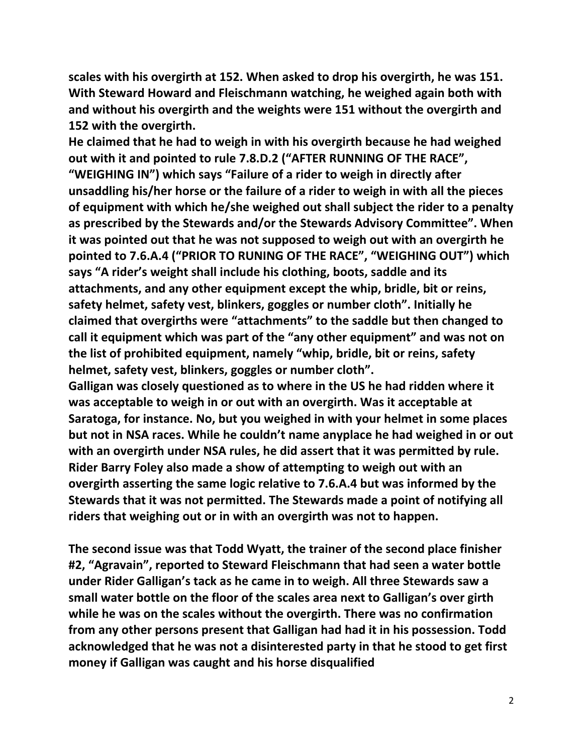**scales with his overgirth at 152. When asked to drop his overgirth, he was 151. With Steward Howard and Fleischmann watching, he weighed again both with and without his overgirth and the weights were 151 without the overgirth and 152 with the overgirth.**

**He claimed that he had to weigh in with his overgirth because he had weighed out with it and pointed to rule 7.8.D.2 ("AFTER RUNNING OF THE RACE", "WEIGHING IN") which says "Failure of a rider to weigh in directly after unsaddling his/her horse or the failure of a rider to weigh in with all the pieces of equipment with which he/she weighed out shall subject the rider to a penalty as prescribed by the Stewards and/or the Stewards Advisory Committee". When it was pointed out that he was not supposed to weigh out with an overgirth he pointed to 7.6.A.4 ("PRIOR TO RUNING OF THE RACE", "WEIGHING OUT") which says "A rider's weight shall include his clothing, boots, saddle and its attachments, and any other equipment except the whip, bridle, bit or reins, safety helmet, safety vest, blinkers, goggles or number cloth". Initially he claimed that overgirths were "attachments" to the saddle but then changed to call it equipment which was part of the "any other equipment" and was not on the list of prohibited equipment, namely "whip, bridle, bit or reins, safety helmet, safety vest, blinkers, goggles or number cloth".**

**Galligan was closely questioned as to where in the US he had ridden where it was acceptable to weigh in or out with an overgirth. Was it acceptable at Saratoga, for instance. No, but you weighed in with your helmet in some places but not in NSA races. While he couldn't name anyplace he had weighed in or out with an overgirth under NSA rules, he did assert that it was permitted by rule. Rider Barry Foley also made a show of attempting to weigh out with an overgirth asserting the same logic relative to 7.6.A.4 but was informed by the Stewards that it was not permitted. The Stewards made a point of notifying all riders that weighing out or in with an overgirth was not to happen.**

**The second issue was that Todd Wyatt, the trainer of the second place finisher #2, "Agravain", reported to Steward Fleischmann that had seen a water bottle under Rider Galligan's tack as he came in to weigh. All three Stewards saw a small water bottle on the floor of the scales area next to Galligan's over girth while he was on the scales without the overgirth. There was no confirmation from any other persons present that Galligan had had it in his possession. Todd acknowledged that he was not a disinterested party in that he stood to get first money if Galligan was caught and his horse disqualified**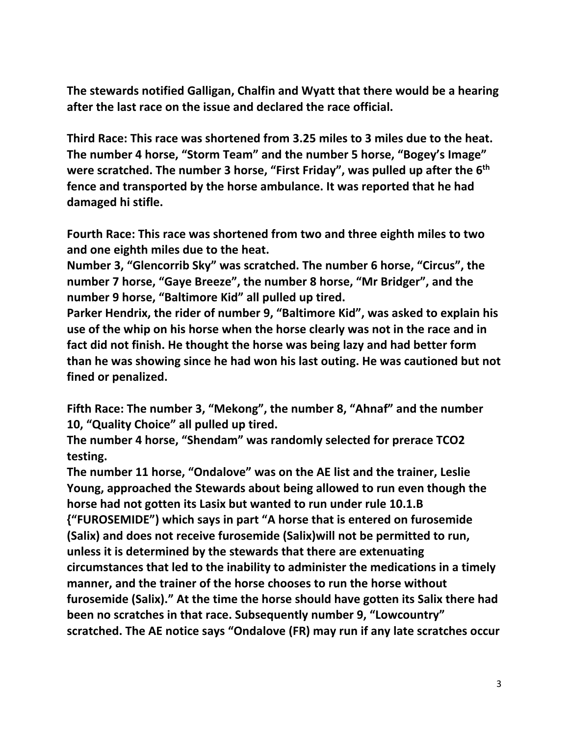**The stewards notified Galligan, Chalfin and Wyatt that there would be a hearing after the last race on the issue and declared the race official.**

**Third Race: This race was shortened from 3.25 miles to 3 miles due to the heat. The number 4 horse, "Storm Team" and the number 5 horse, "Bogey's Image" were scratched. The number 3 horse, "First Friday", was pulled up after the 6th fence and transported by the horse ambulance. It was reported that he had damaged hi stifle.**

**Fourth Race: This race was shortened from two and three eighth miles to two and one eighth miles due to the heat.**
**Number 3, "Glencorrib Sky" was scratched. The number 6 horse, "Circus", the number 7 horse, "Gaye Breeze", the number 8 horse, "Mr Bridger", and the number 9 horse, "Baltimore Kid" all pulled up tired.**
**Parker Hendrix, the rider of number 9, "Baltimore Kid", was asked to explain his use of the whip on his horse when the horse clearly was not in the race and in fact did not finish. He thought the horse was being lazy and had better form than he was showing since he had won his last outing. He was cautioned but not fined or penalized.**

**Fifth Race: The number 3, "Mekong", the number 8, "Ahnaf" and the number 10, "Quality Choice" all pulled up tired.**
**The number 4 horse, "Shendam" was randomly selected for prerace TCO2 testing.**
**The number 11 horse, "Ondalove" was on the AE list and the trainer, Leslie Young, approached the Stewards about being allowed to run even though the horse had not gotten its Lasix but wanted to run under rule 10.1.B {"FUROSEMIDE") which says in part "A horse that is entered on furosemide (Salix) and does not receive furosemide (Salix)will not be permitted to run, unless it is determined by the stewards that there are extenuating circumstances that led to the inability to administer the medications in a timely manner, and the trainer of the horse chooses to run the horse without furosemide (Salix)." At the time the horse should have gotten its Salix there had been no scratches in that race. Subsequently number 9, "Lowcountry" scratched. The AE notice says "Ondalove (FR) may run if any late scratches occur**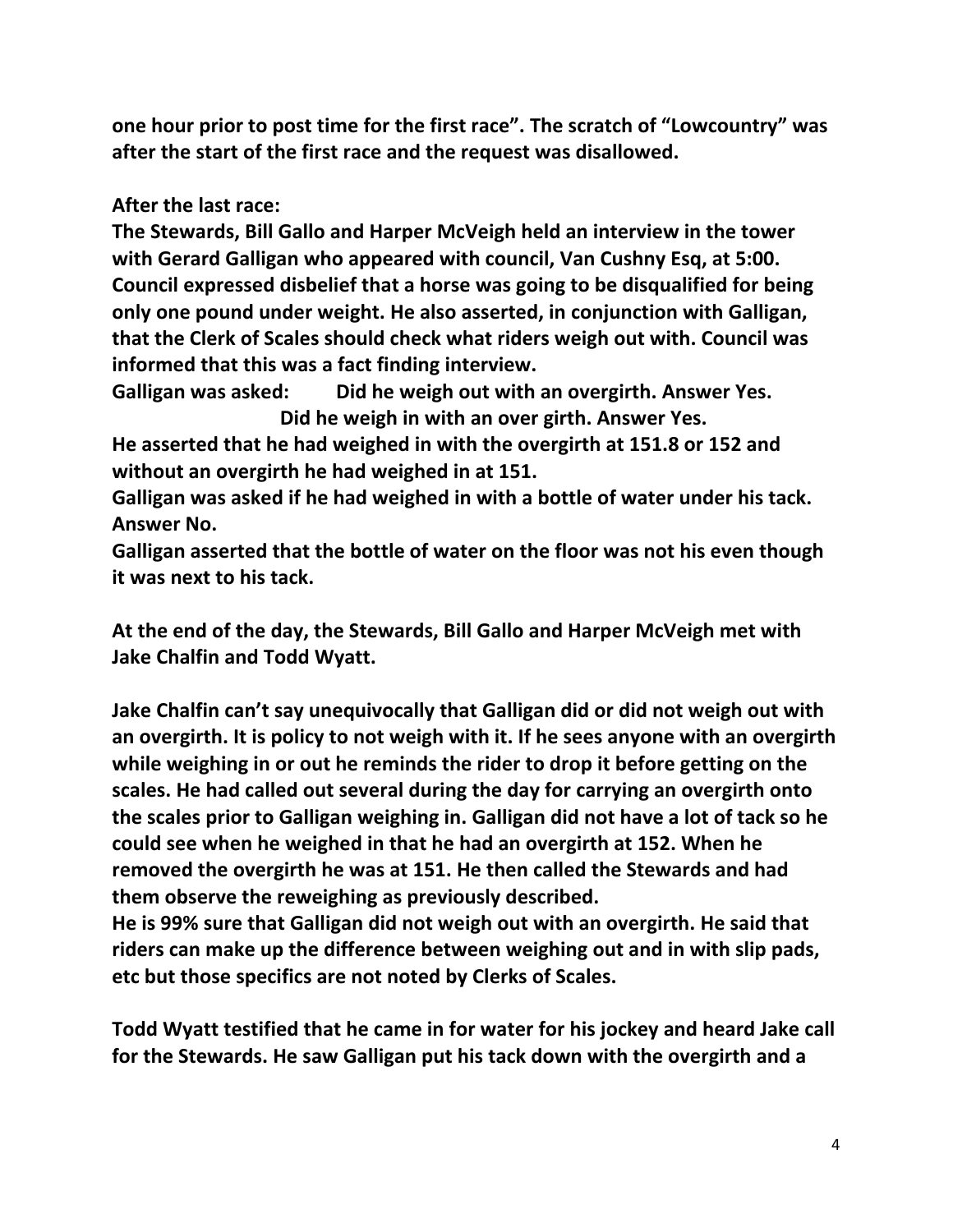**one hour prior to post time for the first race". The scratch of "Lowcountry" was after the start of the first race and the request was disallowed.**

**After the last race:**

**The Stewards, Bill Gallo and Harper McVeigh held an interview in the tower with Gerard Galligan who appeared with council, Van Cushny Esq, at 5:00. Council expressed disbelief that a horse was going to be disqualified for being only one pound under weight. He also asserted, in conjunction with Galligan, that the Clerk of Scales should check what riders weigh out with. Council was informed that this was a fact finding interview.**

**Galligan was asked: Did he weigh out with an overgirth. Answer Yes.**
**Did he weigh in with an over girth. Answer Yes.**

**He asserted that he had weighed in with the overgirth at 151.8 or 152 and without an overgirth he had weighed in at 151.**

**Galligan was asked if he had weighed in with a bottle of water under his tack. Answer No.**

**Galligan asserted that the bottle of water on the floor was not his even though it was next to his tack.**

**At the end of the day, the Stewards, Bill Gallo and Harper McVeigh met with Jake Chalfin and Todd Wyatt.**

**Jake Chalfin can't say unequivocally that Galligan did or did not weigh out with an overgirth. It is policy to not weigh with it. If he sees anyone with an overgirth while weighing in or out he reminds the rider to drop it before getting on the scales. He had called out several during the day for carrying an overgirth onto the scales prior to Galligan weighing in. Galligan did not have a lot of tack so he could see when he weighed in that he had an overgirth at 152. When he removed the overgirth he was at 151. He then called the Stewards and had them observe the reweighing as previously described.**

**He is 99% sure that Galligan did not weigh out with an overgirth. He said that riders can make up the difference between weighing out and in with slip pads, etc but those specifics are not noted by Clerks of Scales.**

**Todd Wyatt testified that he came in for water for his jockey and heard Jake call for the Stewards. He saw Galligan put his tack down with the overgirth and a**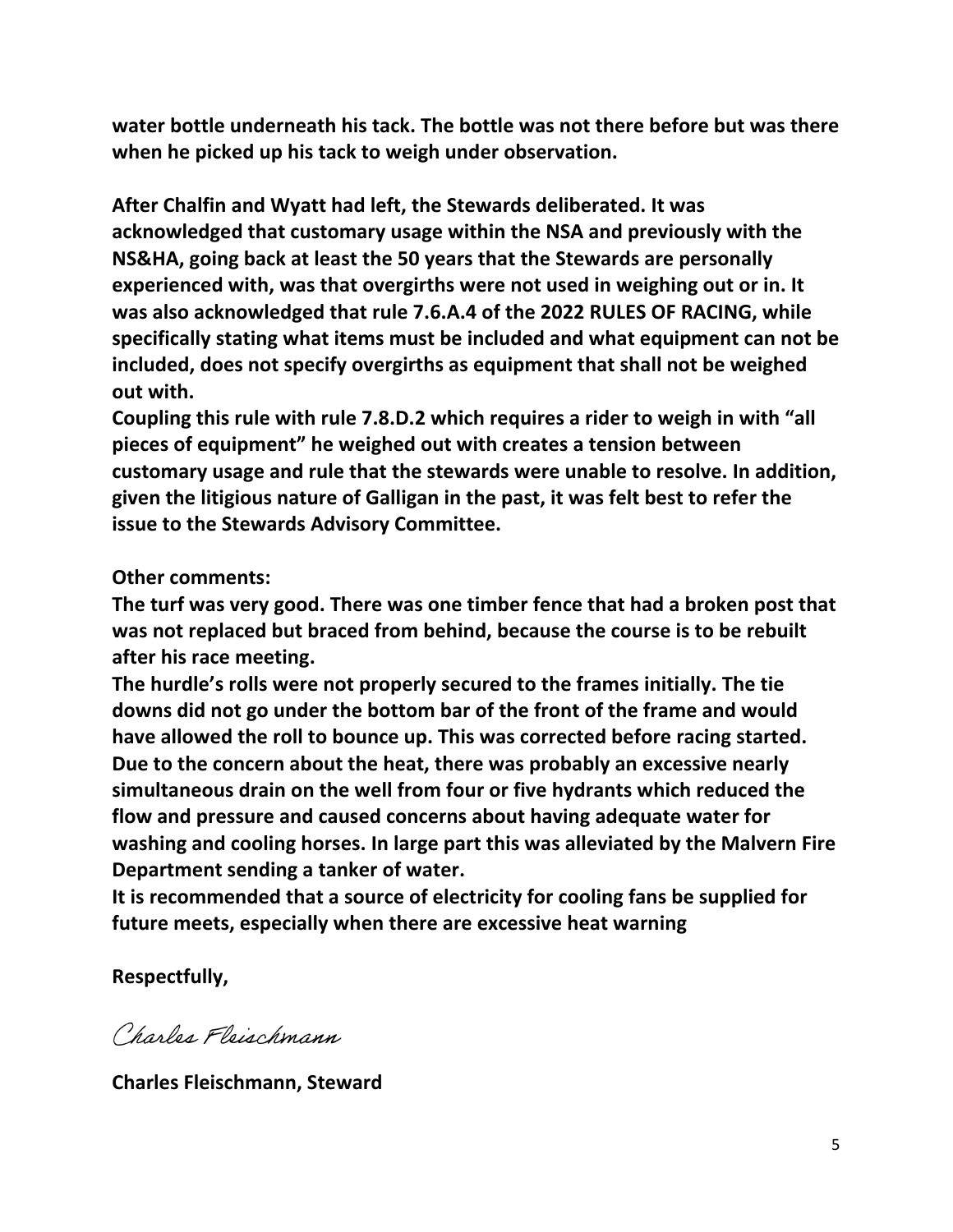**water bottle underneath his tack. The bottle was not there before but was there when he picked up his tack to weigh under observation.**

**After Chalfin and Wyatt had left, the Stewards deliberated. It was acknowledged that customary usage within the NSA and previously with the NS&HA, going back at least the 50 years that the Stewards are personally experienced with, was that overgirths were not used in weighing out or in. It was also acknowledged that rule 7.6.A.4 of the 2022 RULES OF RACING, while specifically stating what items must be included and what equipment can not be included, does not specify overgirths as equipment that shall not be weighed out with.**
**Coupling this rule with rule 7.8.D.2 which requires a rider to weigh in with "all pieces of equipment" he weighed out with creates a tension between customary usage and rule that the stewards were unable to resolve. In addition, given the litigious nature of Galligan in the past, it was felt best to refer the issue to the Stewards Advisory Committee.**

**Other comments:**
**The turf was very good. There was one timber fence that had a broken post that was not replaced but braced from behind, because the course is to be rebuilt after his race meeting.**
**The hurdle's rolls were not properly secured to the frames initially. The tie downs did not go under the bottom bar of the front of the frame and would have allowed the roll to bounce up. This was corrected before racing started.**
**Due to the concern about the heat, there was probably an excessive nearly simultaneous drain on the well from four or five hydrants which reduced the flow and pressure and caused concerns about having adequate water for washing and cooling horses. In large part this was alleviated by the Malvern Fire Department sending a tanker of water.**
**It is recommended that a source of electricity for cooling fans be supplied for future meets, especially when there are excessive heat warning**

**Respectfully,**

*Charles Fleischmann*

**Charles Fleischmann, Steward**